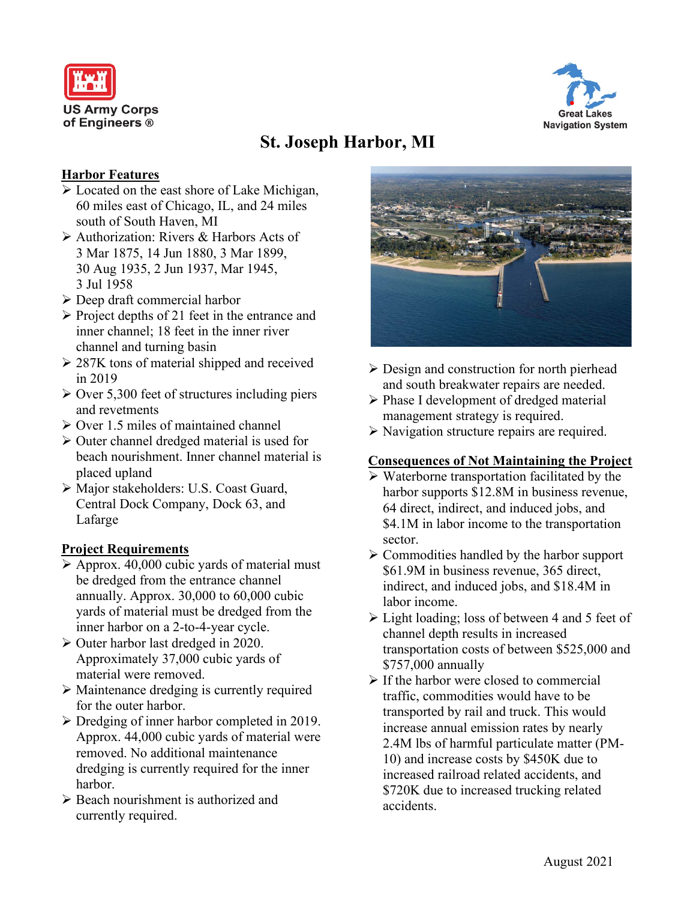US Army Corps of Engineers ®

Great Lakes Navigation System

# St. Joseph Harbor, MI

## Harbor Features

- Located on the east shore of Lake Michigan, 60 miles east of Chicago, IL, and 24 miles south of South Haven, MI
- Authorization: Rivers & Harbors Acts of 3 Mar 1875, 14 Jun 1880, 3 Mar 1899, 30 Aug 1935, 2 Jun 1937, Mar 1945, 3 Jul 1958
- Deep draft commercial harbor
- Project depths of 21 feet in the entrance and inner channel; 18 feet in the inner river channel and turning basin
- 287K tons of material shipped and received in 2019
- Over 5,300 feet of structures including piers and revetments
- Over 1.5 miles of maintained channel
- Outer channel dredged material is used for beach nourishment. Inner channel material is placed upland
- Major stakeholders: U.S. Coast Guard, Central Dock Company, Dock 63, and Lafarge

## Project Requirements

- Approx. 40,000 cubic yards of material must be dredged from the entrance channel annually. Approx. 30,000 to 60,000 cubic yards of material must be dredged from the inner harbor on a 2-to-4-year cycle.
- Outer harbor last dredged in 2020. Approximately 37,000 cubic yards of material were removed.
- Maintenance dredging is currently required for the outer harbor.
- Dredging of inner harbor completed in 2019. Approx. 44,000 cubic yards of material were removed. No additional maintenance dredging is currently required for the inner harbor.
- Beach nourishment is authorized and currently required.
- Design and construction for north pierhead and south breakwater repairs are needed.
- Phase I development of dredged material management strategy is required.
- Navigation structure repairs are required.

## Consequences of Not Maintaining the Project

- Waterborne transportation facilitated by the harbor supports $12.8M in business revenue, 64 direct, indirect, and induced jobs, and $4.1M in labor income to the transportation sector.
- Commodities handled by the harbor support $61.9M in business revenue, 365 direct, indirect, and induced jobs, and $18.4M in labor income.
- Light loading; loss of between 4 and 5 feet of channel depth results in increased transportation costs of between $525,000 and $757,000 annually
- If the harbor were closed to commercial traffic, commodities would have to be transported by rail and truck. This would increase annual emission rates by nearly 2.4M lbs of harmful particulate matter (PM-10) and increase costs by $450K due to increased railroad related accidents, and $720K due to increased trucking related accidents.

August 2021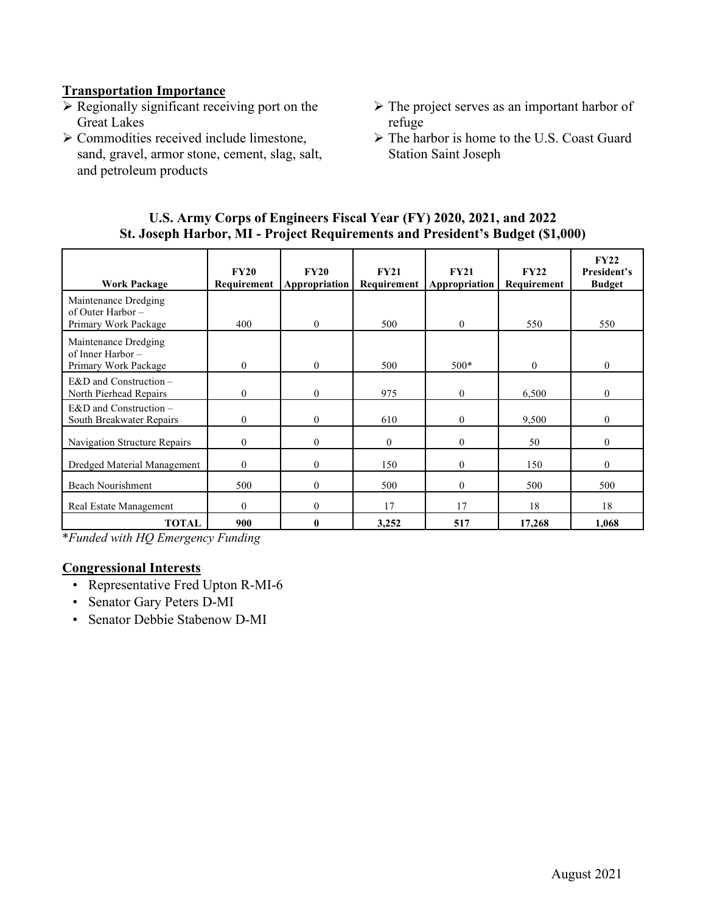## Transportation Importance

- Regionally significant receiving port on the Great Lakes
- Commodities received include limestone, sand, gravel, armor stone, cement, slag, salt, and petroleum products
- The project serves as an important harbor of refuge
- The harbor is home to the U.S. Coast Guard Station Saint Joseph

**U.S. Army Corps of Engineers Fiscal Year (FY) 2020, 2021, and 2022**
**St. Joseph Harbor, MI - Project Requirements and President's Budget ($1,000)**

| Work Package | FY20 Requirement | FY20 Appropriation | FY21 Requirement | FY21 Appropriation | FY22 Requirement | FY22 President's Budget |
|---|---|---|---|---|---|---|
| Maintenance Dredging of Outer Harbor – Primary Work Package | 400 | 0 | 500 | 0 | 550 | 550 |
| Maintenance Dredging of Inner Harbor – Primary Work Package | 0 | 0 | 500 | 500* | 0 | 0 |
| E&D and Construction – North Pierhead Repairs | 0 | 0 | 975 | 0 | 6,500 | 0 |
| E&D and Construction – South Breakwater Repairs | 0 | 0 | 610 | 0 | 9,500 | 0 |
| Navigation Structure Repairs | 0 | 0 | 0 | 0 | 50 | 0 |
| Dredged Material Management | 0 | 0 | 150 | 0 | 150 | 0 |
| Beach Nourishment | 500 | 0 | 500 | 0 | 500 | 500 |
| Real Estate Management | 0 | 0 | 17 | 17 | 18 | 18 |
| **TOTAL** | **900** | **0** | **3,252** | **517** | **17,268** | **1,068** |

**Funded with HQ Emergency Funding*

## Congressional Interests

- Representative Fred Upton R-MI-6
- Senator Gary Peters D-MI
- Senator Debbie Stabenow D-MI

August 2021